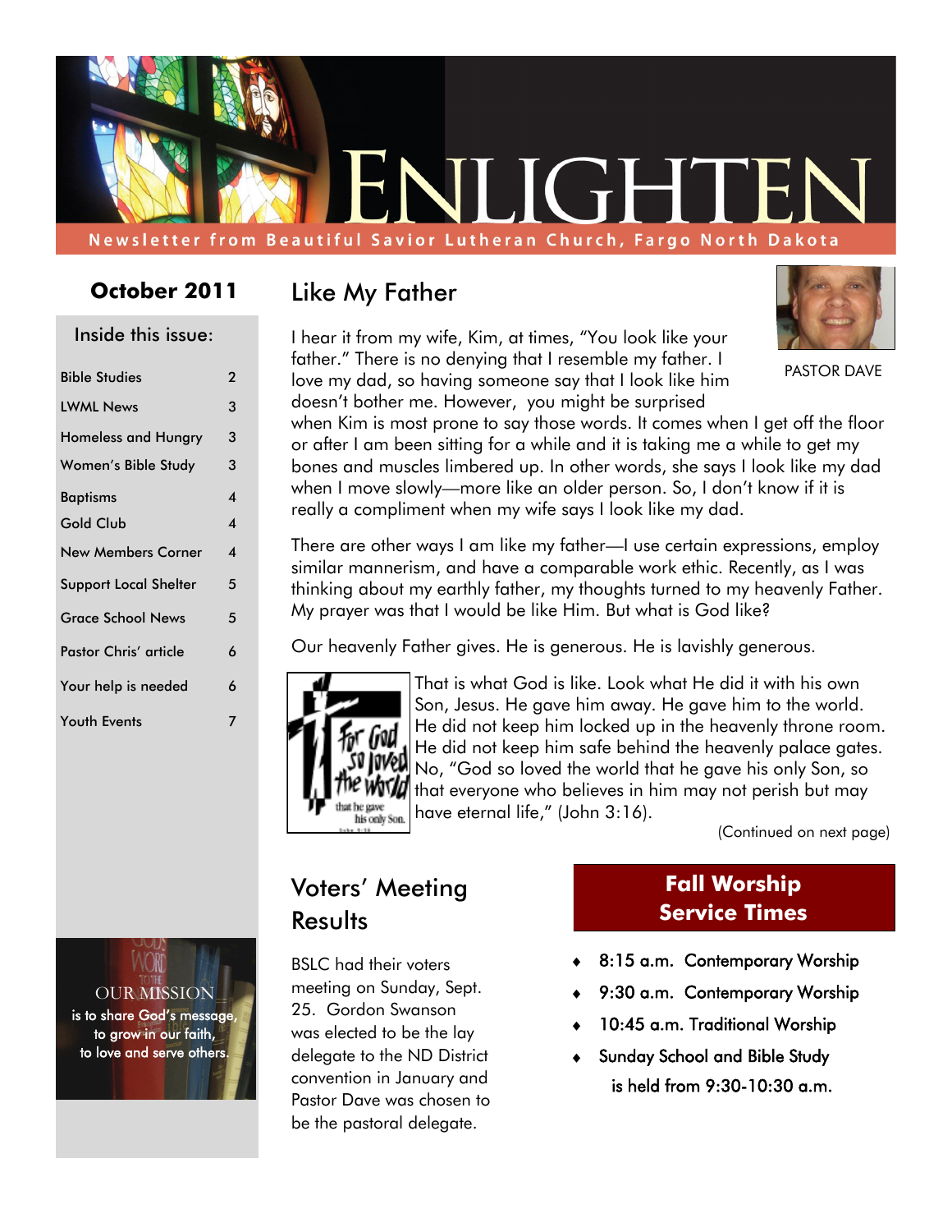# ENLIGHTEN

Newsletter from Beautiful Savior Lutheran Church, Fargo North Dakota

**October 2011**

Inside this issue:

| | |
|---|---|
| Bible Studies | 2 |
| LWML News | 3 |
| Homeless and Hungry | 3 |
| Women's Bible Study | 3 |
| Baptisms | 4 |
| Gold Club | 4 |
| New Members Corner | 4 |
| Support Local Shelter | 5 |
| Grace School News | 5 |
| Pastor Chris' article | 6 |
| Your help is needed | 6 |
| Youth Events | 7 |

OUR MISSION is to share God's message, to grow in our faith, to love and serve others.

## Like My Father

PASTOR DAVE

I hear it from my wife, Kim, at times, "You look like your father." There is no denying that I resemble my father. I love my dad, so having someone say that I look like him doesn't bother me. However, you might be surprised when Kim is most prone to say those words. It comes when I get off the floor or after I am been sitting for a while and it is taking me a while to get my bones and muscles limbered up. In other words, she says I look like my dad when I move slowly—more like an older person. So, I don't know if it is really a compliment when my wife says I look like my dad.

There are other ways I am like my father—I use certain expressions, employ similar mannerism, and have a comparable work ethic. Recently, as I was thinking about my earthly father, my thoughts turned to my heavenly Father. My prayer was that I would be like Him. But what is God like?

Our heavenly Father gives. He is generous. He is lavishly generous.

That is what God is like. Look what He did it with his own Son, Jesus. He gave him away. He gave him to the world. He did not keep him locked up in the heavenly throne room. He did not keep him safe behind the heavenly palace gates. No, "God so loved the world that he gave his only Son, so that everyone who believes in him may not perish but may have eternal life," (John 3:16).

(Continued on next page)

## Voters' Meeting Results

BSLC had their voters meeting on Sunday, Sept. 25. Gordon Swanson was elected to be the lay delegate to the ND District convention in January and Pastor Dave was chosen to be the pastoral delegate.

## Fall Worship Service Times

- 8:15 a.m. Contemporary Worship
- 9:30 a.m. Contemporary Worship
- 10:45 a.m. Traditional Worship
- Sunday School and Bible Study is held from 9:30-10:30 a.m.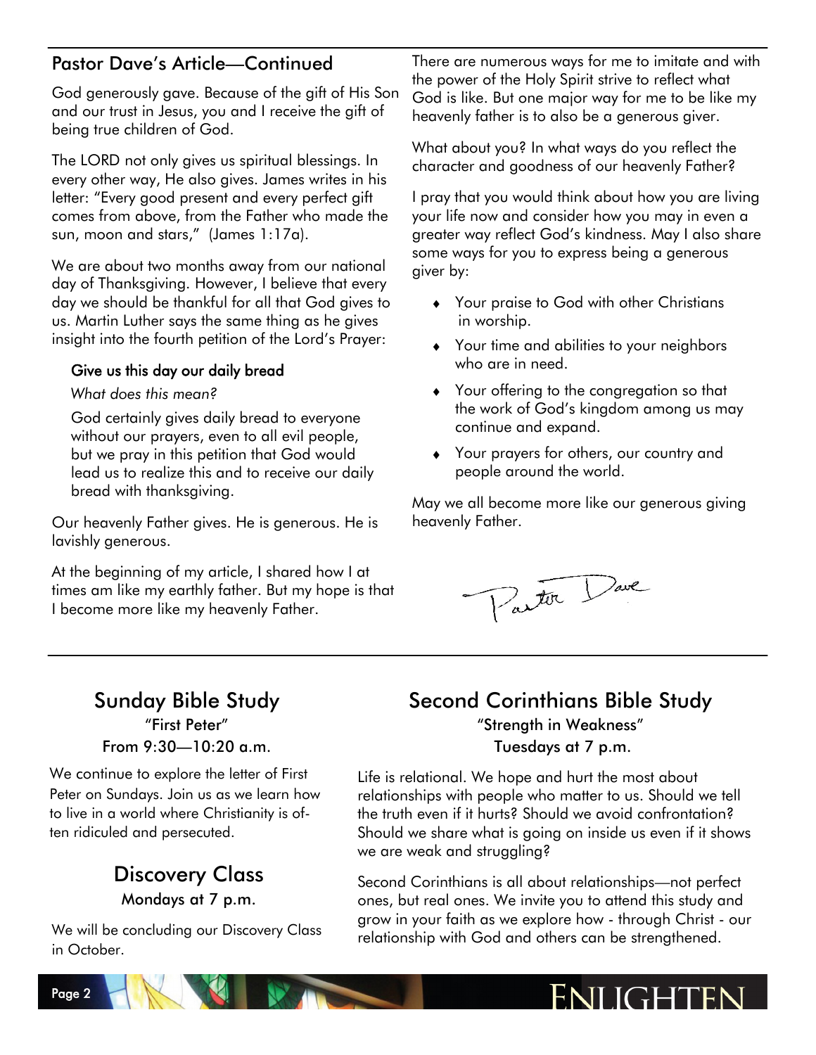## Pastor Dave's Article—Continued

God generously gave. Because of the gift of His Son and our trust in Jesus, you and I receive the gift of being true children of God.

The LORD not only gives us spiritual blessings. In every other way, He also gives. James writes in his letter: "Every good present and every perfect gift comes from above, from the Father who made the sun, moon and stars," (James 1:17a).

We are about two months away from our national day of Thanksgiving. However, I believe that every day we should be thankful for all that God gives to us. Martin Luther says the same thing as he gives insight into the fourth petition of the Lord's Prayer:

> **Give us this day our daily bread**
>
> *What does this mean?*
>
> God certainly gives daily bread to everyone without our prayers, even to all evil people, but we pray in this petition that God would lead us to realize this and to receive our daily bread with thanksgiving.

Our heavenly Father gives. He is generous. He is lavishly generous.

At the beginning of my article, I shared how I at times am like my earthly father. But my hope is that I become more like my heavenly Father.

There are numerous ways for me to imitate and with the power of the Holy Spirit strive to reflect what God is like. But one major way for me to be like my heavenly father is to also be a generous giver.

What about you? In what ways do you reflect the character and goodness of our heavenly Father?

I pray that you would think about how you are living your life now and consider how you may in even a greater way reflect God's kindness. May I also share some ways for you to express being a generous giver by:

- Your praise to God with other Christians in worship.
- Your time and abilities to your neighbors who are in need.
- Your offering to the congregation so that the work of God's kingdom among us may continue and expand.
- Your prayers for others, our country and people around the world.

May we all become more like our generous giving heavenly Father.

Pastor Dave

## Sunday Bible Study

"First Peter"

From 9:30—10:20 a.m.

We continue to explore the letter of First Peter on Sundays. Join us as we learn how to live in a world where Christianity is often ridiculed and persecuted.

## Discovery Class

Mondays at 7 p.m.

We will be concluding our Discovery Class in October.

## Second Corinthians Bible Study

"Strength in Weakness"

Tuesdays at 7 p.m.

Life is relational. We hope and hurt the most about relationships with people who matter to us. Should we tell the truth even if it hurts? Should we avoid confrontation? Should we share what is going on inside us even if it shows we are weak and struggling?

Second Corinthians is all about relationships—not perfect ones, but real ones. We invite you to attend this study and grow in your faith as we explore how - through Christ - our relationship with God and others can be strengthened.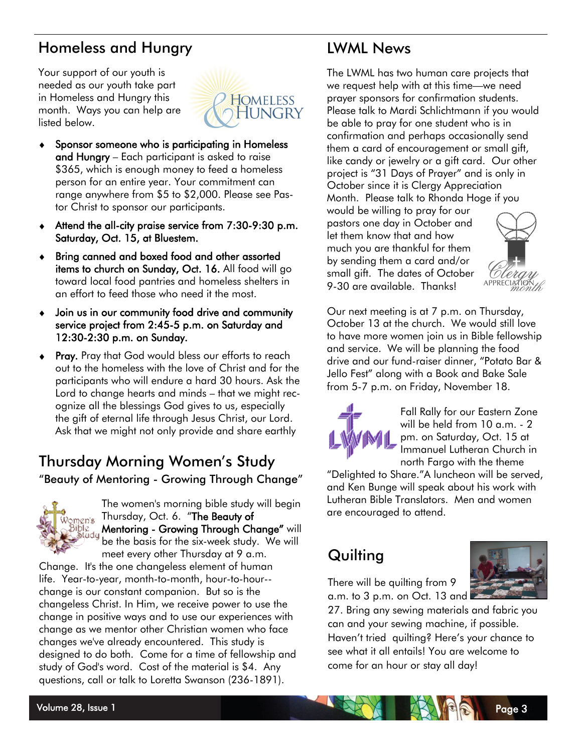## Homeless and Hungry

Your support of our youth is needed as our youth take part in Homeless and Hungry this month. Ways you can help are listed below.

- **Sponsor someone who is participating in Homeless and Hungry** – Each participant is asked to raise $365, which is enough money to feed a homeless person for an entire year. Your commitment can range anywhere from $5 to $2,000. Please see Pastor Christ to sponsor our participants.
- **Attend the all-city praise service from 7:30-9:30 p.m. Saturday, Oct. 15, at Bluestem.**
- **Bring canned and boxed food and other assorted items to church on Sunday, Oct. 16.** All food will go toward local food pantries and homeless shelters in an effort to feed those who need it the most.
- **Join us in our community food drive and community service project from 2:45-5 p.m. on Saturday and 12:30-2:30 p.m. on Sunday.**
- **Pray.** Pray that God would bless our efforts to reach out to the homeless with the love of Christ and for the participants who will endure a hard 30 hours. Ask the Lord to change hearts and minds – that we might recognize all the blessings God gives to us, especially the gift of eternal life through Jesus Christ, our Lord. Ask that we might not only provide and share earthly

## Thursday Morning Women's Study

### "Beauty of Mentoring - Growing Through Change"

The women's morning bible study will begin Thursday, Oct. 6. "**The Beauty of Mentoring - Growing Through Change"** will be the basis for the six-week study. We will meet every other Thursday at 9 a.m. Change. It's the one changeless element of human life. Year-to-year, month-to-month, hour-to-hour--change is our constant companion. But so is the changeless Christ. In Him, we receive power to use the change in positive ways and to use our experiences with change as we mentor other Christian women who face changes we've already encountered. This study is designed to do both. Come for a time of fellowship and study of God's word. Cost of the material is $4. Any questions, call or talk to Loretta Swanson (236-1891).

## LWML News

The LWML has two human care projects that we request help with at this time—we need prayer sponsors for confirmation students. Please talk to Mardi Schlichtmann if you would be able to pray for one student who is in confirmation and perhaps occasionally send them a card of encouragement or small gift, like candy or jewelry or a gift card. Our other project is "31 Days of Prayer" and is only in October since it is Clergy Appreciation Month. Please talk to Rhonda Hoge if you would be willing to pray for our pastors one day in October and let them know that and how much you are thankful for them by sending them a card and/or small gift. The dates of October 9-30 are available. Thanks!

Our next meeting is at 7 p.m. on Thursday, October 13 at the church. We would still love to have more women join us in Bible fellowship and service. We will be planning the food drive and our fund-raiser dinner, "Potato Bar & Jello Fest" along with a Book and Bake Sale from 5-7 p.m. on Friday, November 18.

Fall Rally for our Eastern Zone will be held from 10 a.m. - 2 pm. on Saturday, Oct. 15 at Immanuel Lutheran Church in north Fargo with the theme "Delighted to Share." A luncheon will be served, and Ken Bunge will speak about his work with Lutheran Bible Translators. Men and women are encouraged to attend.

## Quilting

There will be quilting from 9 a.m. to 3 p.m. on Oct. 13 and 27. Bring any sewing materials and fabric you can and your sewing machine, if possible. Haven't tried quilting? Here's your chance to see what it all entails! You are welcome to come for an hour or stay all day!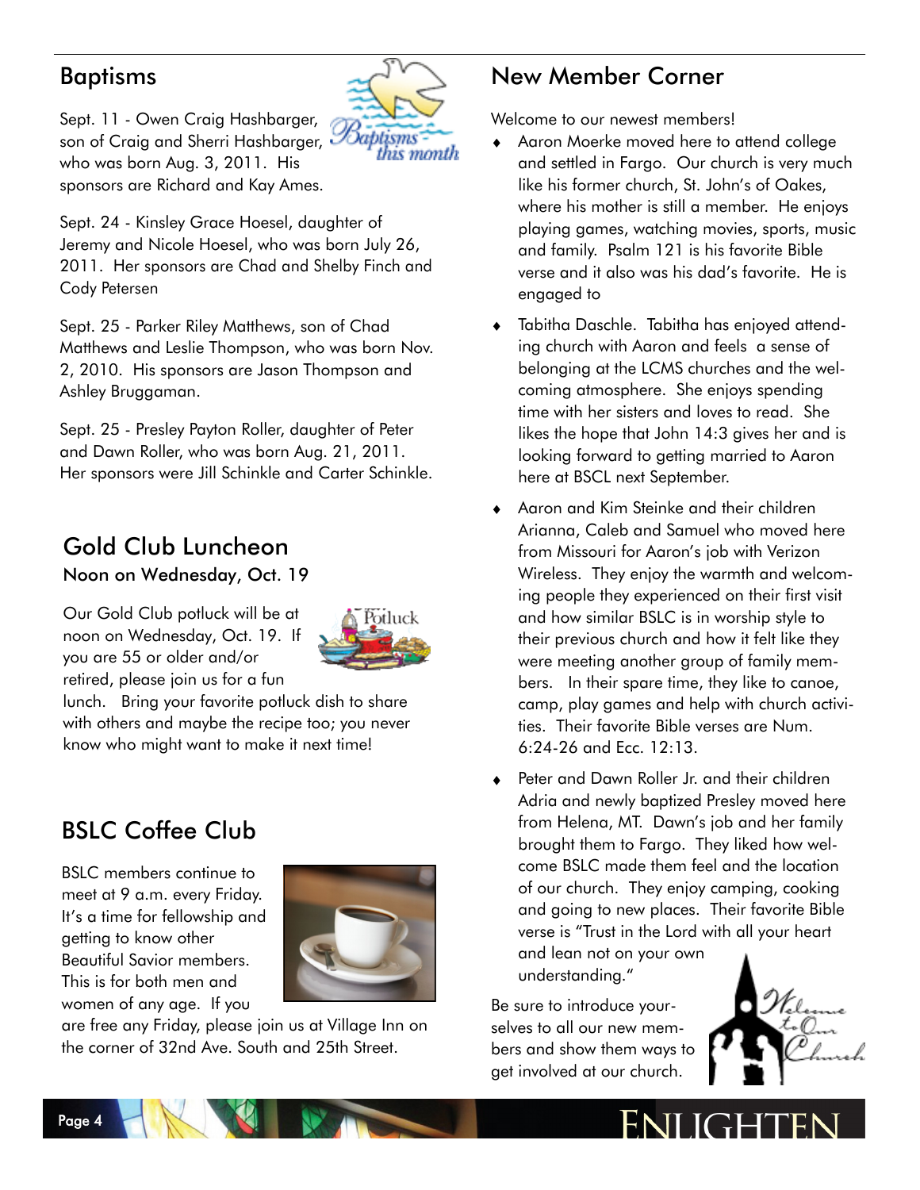## Baptisms

Sept. 11 - Owen Craig Hashbarger, son of Craig and Sherri Hashbarger, who was born Aug. 3, 2011. His sponsors are Richard and Kay Ames.

Sept. 24 - Kinsley Grace Hoesel, daughter of Jeremy and Nicole Hoesel, who was born July 26, 2011. Her sponsors are Chad and Shelby Finch and Cody Petersen

Sept. 25 - Parker Riley Matthews, son of Chad Matthews and Leslie Thompson, who was born Nov. 2, 2010. His sponsors are Jason Thompson and Ashley Bruggaman.

Sept. 25 - Presley Payton Roller, daughter of Peter and Dawn Roller, who was born Aug. 21, 2011. Her sponsors were Jill Schinkle and Carter Schinkle.

## Gold Club Luncheon

**Noon on Wednesday, Oct. 19**

Our Gold Club potluck will be at noon on Wednesday, Oct. 19. If you are 55 or older and/or retired, please join us for a fun lunch. Bring your favorite potluck dish to share with others and maybe the recipe too; you never know who might want to make it next time!

## BSLC Coffee Club

BSLC members continue to meet at 9 a.m. every Friday. It's a time for fellowship and getting to know other Beautiful Savior members. This is for both men and women of any age. If you are free any Friday, please join us at Village Inn on the corner of 32nd Ave. South and 25th Street.

## New Member Corner

Welcome to our newest members!

- Aaron Moerke moved here to attend college and settled in Fargo. Our church is very much like his former church, St. John's of Oakes, where his mother is still a member. He enjoys playing games, watching movies, sports, music and family. Psalm 121 is his favorite Bible verse and it also was his dad's favorite. He is engaged to
- Tabitha Daschle. Tabitha has enjoyed attending church with Aaron and feels a sense of belonging at the LCMS churches and the welcoming atmosphere. She enjoys spending time with her sisters and loves to read. She likes the hope that John 14:3 gives her and is looking forward to getting married to Aaron here at BSCL next September.
- Aaron and Kim Steinke and their children Arianna, Caleb and Samuel who moved here from Missouri for Aaron's job with Verizon Wireless. They enjoy the warmth and welcoming people they experienced on their first visit and how similar BSLC is in worship style to their previous church and how it felt like they were meeting another group of family members. In their spare time, they like to canoe, camp, play games and help with church activities. Their favorite Bible verses are Num. 6:24-26 and Ecc. 12:13.
- Peter and Dawn Roller Jr. and their children Adria and newly baptized Presley moved here from Helena, MT. Dawn's job and her family brought them to Fargo. They liked how welcome BSLC made them feel and the location of our church. They enjoy camping, cooking and going to new places. Their favorite Bible verse is "Trust in the Lord with all your heart and lean not on your own understanding."

Be sure to introduce yourselves to all our new members and show them ways to get involved at our church.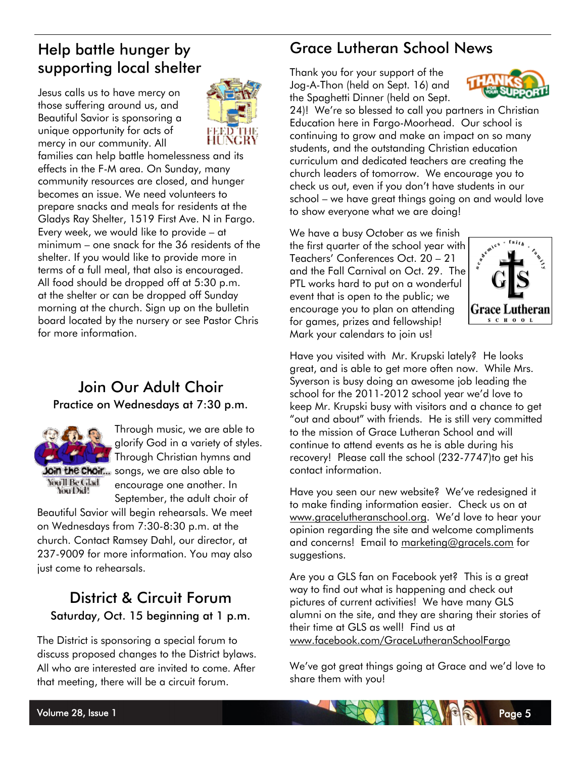## Help battle hunger by supporting local shelter

Jesus calls us to have mercy on those suffering around us, and Beautiful Savior is sponsoring a unique opportunity for acts of mercy in our community. All families can help battle homelessness and its effects in the F-M area. On Sunday, many community resources are closed, and hunger becomes an issue. We need volunteers to prepare snacks and meals for residents at the Gladys Ray Shelter, 1519 First Ave. N in Fargo. Every week, we would like to provide – at minimum – one snack for the 36 residents of the shelter. If you would like to provide more in terms of a full meal, that also is encouraged. All food should be dropped off at 5:30 p.m. at the shelter or can be dropped off Sunday morning at the church. Sign up on the bulletin board located by the nursery or see Pastor Chris for more information.

## Join Our Adult Choir

**Practice on Wednesdays at 7:30 p.m.**

Through music, we are able to glorify God in a variety of styles. Through Christian hymns and songs, we are also able to encourage one another. In September, the adult choir of Beautiful Savior will begin rehearsals. We meet on Wednesdays from 7:30-8:30 p.m. at the church. Contact Ramsey Dahl, our director, at 237-9009 for more information. You may also just come to rehearsals.

## District & Circuit Forum

**Saturday, Oct. 15 beginning at 1 p.m.**

The District is sponsoring a special forum to discuss proposed changes to the District bylaws. All who are interested are invited to come. After that meeting, there will be a circuit forum.

## Grace Lutheran School News

Thank you for your support of the Jog-A-Thon (held on Sept. 16) and the Spaghetti Dinner (held on Sept. 24)! We're so blessed to call you partners in Christian Education here in Fargo-Moorhead. Our school is continuing to grow and make an impact on so many students, and the outstanding Christian education curriculum and dedicated teachers are creating the church leaders of tomorrow. We encourage you to check us out, even if you don't have students in our school – we have great things going on and would love to show everyone what we are doing!

We have a busy October as we finish the first quarter of the school year with Teachers' Conferences Oct. 20 – 21 and the Fall Carnival on Oct. 29. The PTL works hard to put on a wonderful event that is open to the public; we encourage you to plan on attending for games, prizes and fellowship! Mark your calendars to join us!

Have you visited with Mr. Krupski lately? He looks great, and is able to get more often now. While Mrs. Syverson is busy doing an awesome job leading the school for the 2011-2012 school year we'd love to keep Mr. Krupski busy with visitors and a chance to get "out and about" with friends. He is still very committed to the mission of Grace Lutheran School and will continue to attend events as he is able during his recovery! Please call the school (232-7747)to get his contact information.

Have you seen our new website? We've redesigned it to make finding information easier. Check us on at www.gracelutheranschool.org. We'd love to hear your opinion regarding the site and welcome compliments and concerns! Email to marketing@gracels.com for suggestions.

Are you a GLS fan on Facebook yet? This is a great way to find out what is happening and check out pictures of current activities! We have many GLS alumni on the site, and they are sharing their stories of their time at GLS as well! Find us at www.facebook.com/GraceLutheranSchoolFargo

We've got great things going at Grace and we'd love to share them with you!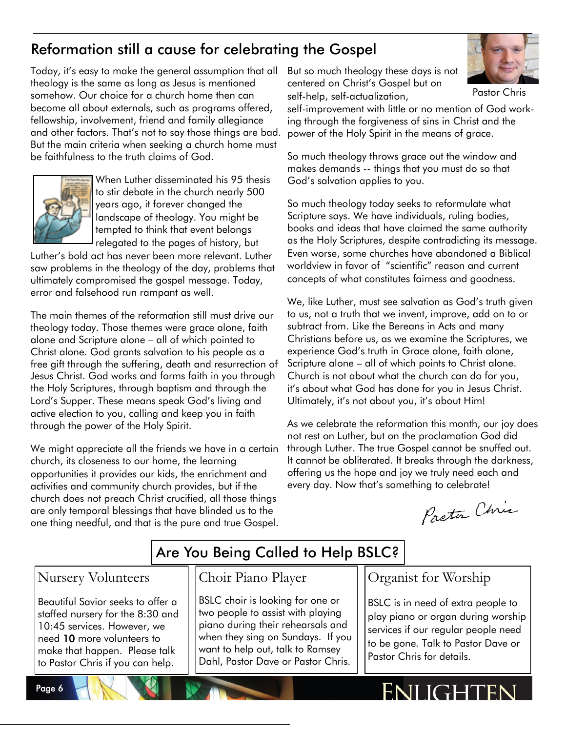## Reformation still a cause for celebrating the Gospel

Today, it's easy to make the general assumption that all theology is the same as long as Jesus is mentioned somehow. Our choice for a church home then can become all about externals, such as programs offered, fellowship, involvement, friend and family allegiance and other factors. That's not to say those things are bad. But the main criteria when seeking a church home must be faithfulness to the truth claims of God.

When Luther disseminated his 95 thesis to stir debate in the church nearly 500 years ago, it forever changed the landscape of theology. You might be tempted to think that event belongs relegated to the pages of history, but Luther's bold act has never been more relevant. Luther saw problems in the theology of the day, problems that ultimately compromised the gospel message. Today, error and falsehood run rampant as well.

The main themes of the reformation still must drive our theology today. Those themes were grace alone, faith alone and Scripture alone – all of which pointed to Christ alone. God grants salvation to his people as a free gift through the suffering, death and resurrection of Jesus Christ. God works and forms faith in you through the Holy Scriptures, through baptism and through the Lord's Supper. These means speak God's living and active election to you, calling and keep you in faith through the power of the Holy Spirit.

We might appreciate all the friends we have in a certain church, its closeness to our home, the learning opportunities it provides our kids, the enrichment and activities and community church provides, but if the church does not preach Christ crucified, all those things are only temporal blessings that have blinded us to the one thing needful, and that is the pure and true Gospel.

But so much theology these days is not centered on Christ's Gospel but on self-help, self-actualization, self-improvement with little or no mention of God working through the forgiveness of sins in Christ and the power of the Holy Spirit in the means of grace.

Pastor Chris

So much theology throws grace out the window and makes demands -- things that you must do so that God's salvation applies to you.

So much theology today seeks to reformulate what Scripture says. We have individuals, ruling bodies, books and ideas that have claimed the same authority as the Holy Scriptures, despite contradicting its message. Even worse, some churches have abandoned a Biblical worldview in favor of "scientific" reason and current concepts of what constitutes fairness and goodness.

We, like Luther, must see salvation as God's truth given to us, not a truth that we invent, improve, add on to or subtract from. Like the Bereans in Acts and many Christians before us, as we examine the Scriptures, we experience God's truth in Grace alone, faith alone, Scripture alone – all of which points to Christ alone. Church is not about what the church can do for you, it's about what God has done for you in Jesus Christ. Ultimately, it's not about you, it's about Him!

As we celebrate the reformation this month, our joy does not rest on Luther, but on the proclamation God did through Luther. The true Gospel cannot be snuffed out. It cannot be obliterated. It breaks through the darkness, offering us the hope and joy we truly need each and every day. Now that's something to celebrate!

*Pastor Chris*

## Are You Being Called to Help BSLC?

### Nursery Volunteers

Beautiful Savior seeks to offer a staffed nursery for the 8:30 and 10:45 services. However, we need **10** more volunteers to make that happen. Please talk to Pastor Chris if you can help.

### Choir Piano Player

BSLC choir is looking for one or two people to assist with playing piano during their rehearsals and when they sing on Sundays. If you want to help out, talk to Ramsey Dahl, Pastor Dave or Pastor Chris.

### Organist for Worship

BSLC is in need of extra people to play piano or organ during worship services if our regular people need to be gone. Talk to Pastor Dave or Pastor Chris for details.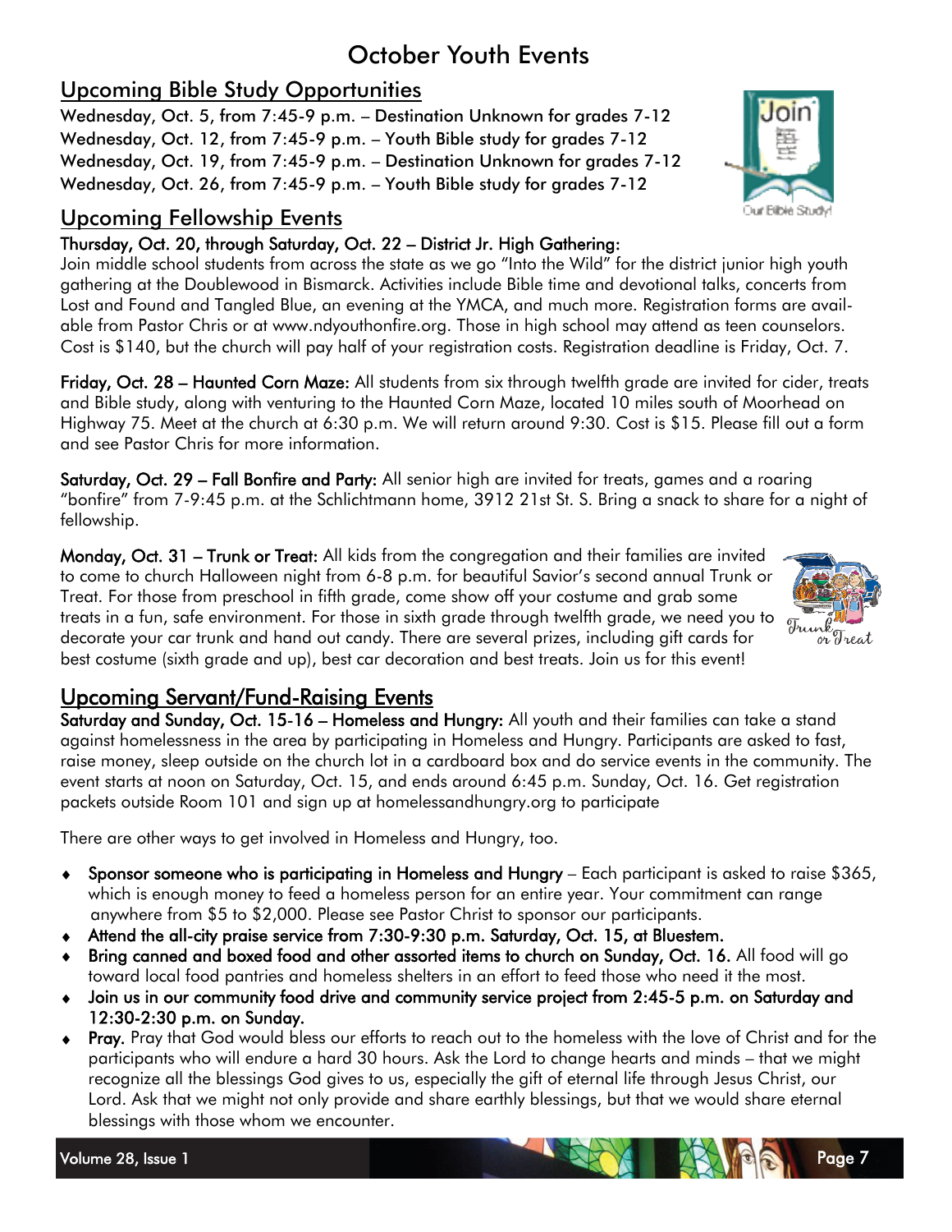# October Youth Events

## Upcoming Bible Study Opportunities

Wednesday, Oct. 5, from 7:45-9 p.m. – Destination Unknown for grades 7-12
Wednesday, Oct. 12, from 7:45-9 p.m. – Youth Bible study for grades 7-12
Wednesday, Oct. 19, from 7:45-9 p.m. – Destination Unknown for grades 7-12
Wednesday, Oct. 26, from 7:45-9 p.m. – Youth Bible study for grades 7-12

## Upcoming Fellowship Events

**Thursday, Oct. 20, through Saturday, Oct. 22 – District Jr. High Gathering:**
Join middle school students from across the state as we go "Into the Wild" for the district junior high youth gathering at the Doublewood in Bismarck. Activities include Bible time and devotional talks, concerts from Lost and Found and Tangled Blue, an evening at the YMCA, and much more. Registration forms are available from Pastor Chris or at www.ndyouthonfire.org. Those in high school may attend as teen counselors. Cost is $140, but the church will pay half of your registration costs. Registration deadline is Friday, Oct. 7.

**Friday, Oct. 28 – Haunted Corn Maze:** All students from six through twelfth grade are invited for cider, treats and Bible study, along with venturing to the Haunted Corn Maze, located 10 miles south of Moorhead on Highway 75. Meet at the church at 6:30 p.m. We will return around 9:30. Cost is $15. Please fill out a form and see Pastor Chris for more information.

**Saturday, Oct. 29 – Fall Bonfire and Party:** All senior high are invited for treats, games and a roaring "bonfire" from 7-9:45 p.m. at the Schlichtmann home, 3912 21st St. S. Bring a snack to share for a night of fellowship.

**Monday, Oct. 31 – Trunk or Treat:** All kids from the congregation and their families are invited to come to church Halloween night from 6-8 p.m. for beautiful Savior's second annual Trunk or Treat. For those from preschool in fifth grade, come show off your costume and grab some treats in a fun, safe environment. For those in sixth grade through twelfth grade, we need you to decorate your car trunk and hand out candy. There are several prizes, including gift cards for best costume (sixth grade and up), best car decoration and best treats. Join us for this event!

## Upcoming Servant/Fund-Raising Events

**Saturday and Sunday, Oct. 15-16 – Homeless and Hungry:** All youth and their families can take a stand against homelessness in the area by participating in Homeless and Hungry. Participants are asked to fast, raise money, sleep outside on the church lot in a cardboard box and do service events in the community. The event starts at noon on Saturday, Oct. 15, and ends around 6:45 p.m. Sunday, Oct. 16. Get registration packets outside Room 101 and sign up at homelessandhungry.org to participate

There are other ways to get involved in Homeless and Hungry, too.

- **Sponsor someone who is participating in Homeless and Hungry** – Each participant is asked to raise $365, which is enough money to feed a homeless person for an entire year. Your commitment can range anywhere from $5 to $2,000. Please see Pastor Christ to sponsor our participants.
- **Attend the all-city praise service from 7:30-9:30 p.m. Saturday, Oct. 15, at Bluestem.**
- **Bring canned and boxed food and other assorted items to church on Sunday, Oct. 16.** All food will go toward local food pantries and homeless shelters in an effort to feed those who need it the most.
- **Join us in our community food drive and community service project from 2:45-5 p.m. on Saturday and 12:30-2:30 p.m. on Sunday.**
- **Pray.** Pray that God would bless our efforts to reach out to the homeless with the love of Christ and for the participants who will endure a hard 30 hours. Ask the Lord to change hearts and minds – that we might recognize all the blessings God gives to us, especially the gift of eternal life through Jesus Christ, our Lord. Ask that we might not only provide and share earthly blessings, but that we would share eternal blessings with those whom we encounter.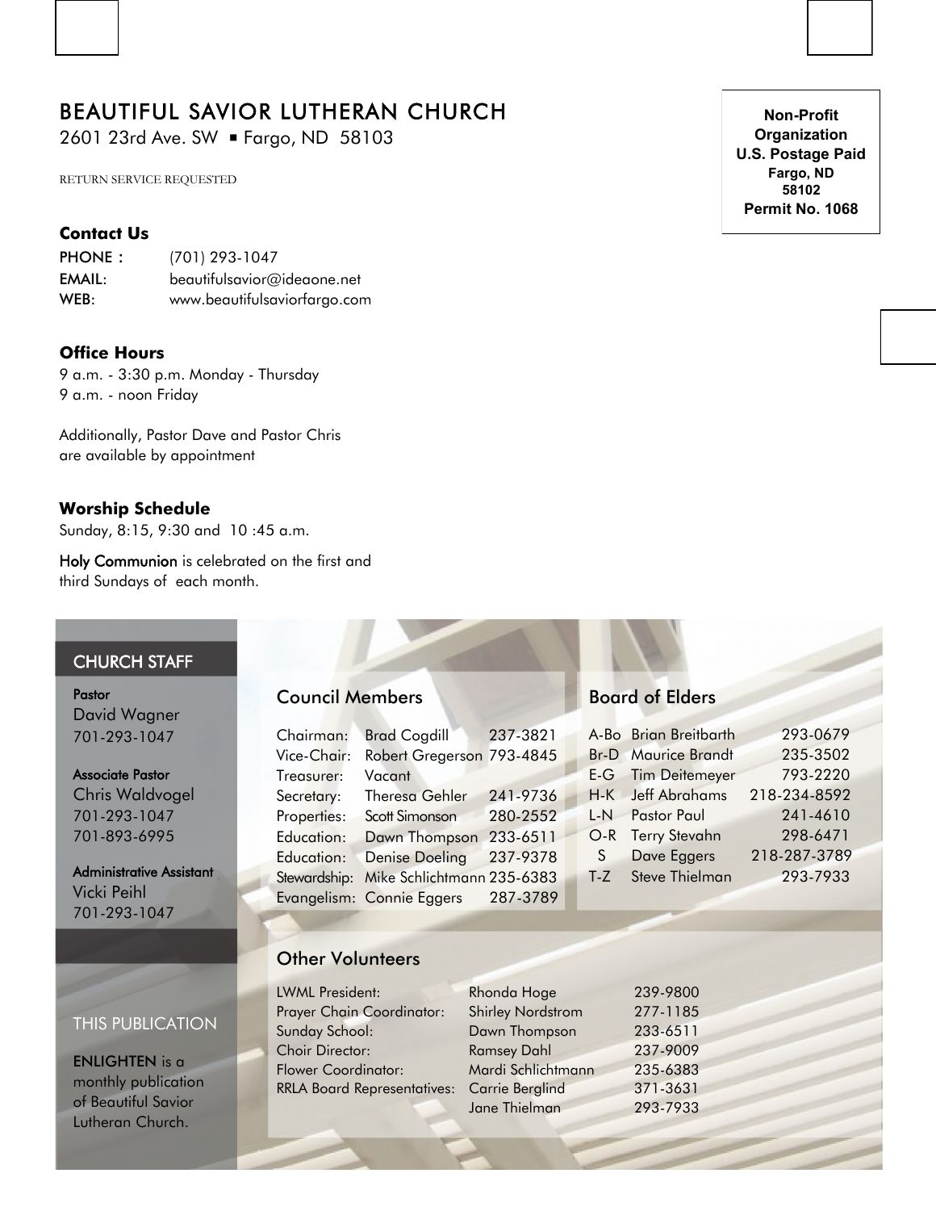# BEAUTIFUL SAVIOR LUTHERAN CHURCH

2601 23rd Ave. SW ▪ Fargo, ND 58103

RETURN SERVICE REQUESTED

**Non-Profit Organization**
**U.S. Postage Paid**
**Fargo, ND**
**58102**
**Permit No. 1068**

### Contact Us

| | |
|---|---|
| **PHONE :** | (701) 293-1047 |
| **EMAIL:** | beautifulsavior@ideaone.net |
| **WEB:** | www.beautifulsaviorfargo.com |

### Office Hours

9 a.m. - 3:30 p.m. Monday - Thursday
9 a.m. - noon Friday

Additionally, Pastor Dave and Pastor Chris are available by appointment

### Worship Schedule

Sunday, 8:15, 9:30 and 10 :45 a.m.

**Holy Communion** is celebrated on the first and third Sundays of each month.

## CHURCH STAFF

**Pastor**
David Wagner
701-293-1047

**Associate Pastor**
Chris Waldvogel
701-293-1047
701-893-6995

**Administrative Assistant**
Vicki Peihl
701-293-1047

## Council Members

| | | |
|---|---|---|
| Chairman: | Brad Cogdill | 237-3821 |
| Vice-Chair: | Robert Gregerson | 793-4845 |
| Treasurer: | Vacant | |
| Secretary: | Theresa Gehler | 241-9736 |
| Properties: | Scott Simonson | 280-2552 |
| Education: | Dawn Thompson | 233-6511 |
| Education: | Denise Doeling | 237-9378 |
| Stewardship: | Mike Schlichtmann | 235-6383 |
| Evangelism: | Connie Eggers | 287-3789 |

## Board of Elders

| | | |
|---|---|---|
| A-Bo | Brian Breitbarth | 293-0679 |
| Br-D | Maurice Brandt | 235-3502 |
| E-G | Tim Deitemeyer | 793-2220 |
| H-K | Jeff Abrahams | 218-234-8592 |
| L-N | Pastor Paul | 241-4610 |
| O-R | Terry Stevahn | 298-6471 |
| S | Dave Eggers | 218-287-3789 |
| T-Z | Steve Thielman | 293-7933 |

## Other Volunteers

| | | |
|---|---|---|
| LWML President: | Rhonda Hoge | 239-9800 |
| Prayer Chain Coordinator: | Shirley Nordstrom | 277-1185 |
| Sunday School: | Dawn Thompson | 233-6511 |
| Choir Director: | Ramsey Dahl | 237-9009 |
| Flower Coordinator: | Mardi Schlichtmann | 235-6383 |
| RRLA Board Representatives: | Carrie Berglind | 371-3631 |
| | Jane Thielman | 293-7933 |

## THIS PUBLICATION

**ENLIGHTEN** is a monthly publication of Beautiful Savior Lutheran Church.